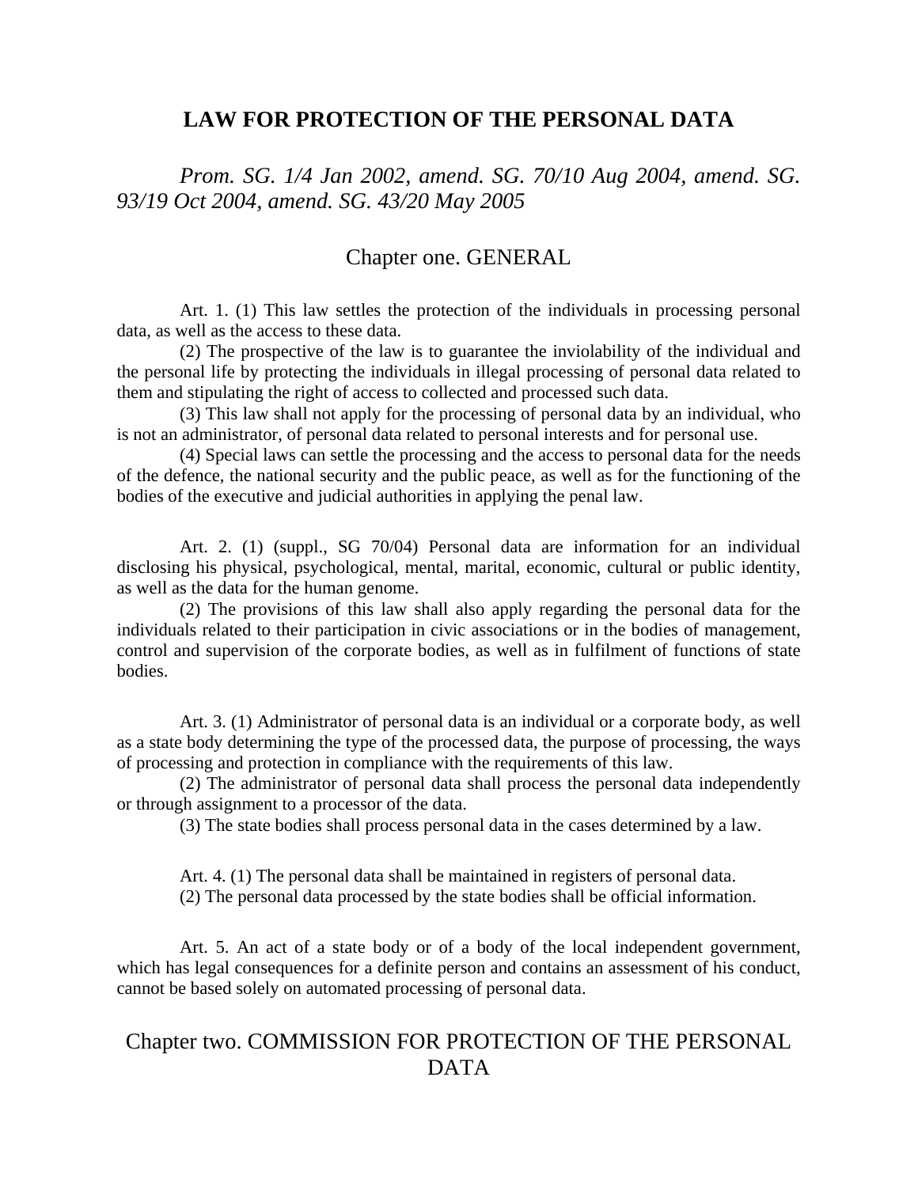# LAW FOR PROTECTION OF THE PERSONAL DATA

*Prom. SG. 1/4 Jan 2002, amend. SG. 70/10 Aug 2004, amend. SG. 93/19 Oct 2004, amend. SG. 43/20 May 2005*

## Chapter one. GENERAL

Art. 1. (1) This law settles the protection of the individuals in processing personal data, as well as the access to these data.

(2) The prospective of the law is to guarantee the inviolability of the individual and the personal life by protecting the individuals in illegal processing of personal data related to them and stipulating the right of access to collected and processed such data.

(3) This law shall not apply for the processing of personal data by an individual, who is not an administrator, of personal data related to personal interests and for personal use.

(4) Special laws can settle the processing and the access to personal data for the needs of the defence, the national security and the public peace, as well as for the functioning of the bodies of the executive and judicial authorities in applying the penal law.

Art. 2. (1) (suppl., SG 70/04) Personal data are information for an individual disclosing his physical, psychological, mental, marital, economic, cultural or public identity, as well as the data for the human genome.

(2) The provisions of this law shall also apply regarding the personal data for the individuals related to their participation in civic associations or in the bodies of management, control and supervision of the corporate bodies, as well as in fulfilment of functions of state bodies.

Art. 3. (1) Administrator of personal data is an individual or a corporate body, as well as a state body determining the type of the processed data, the purpose of processing, the ways of processing and protection in compliance with the requirements of this law.

(2) The administrator of personal data shall process the personal data independently or through assignment to a processor of the data.

(3) The state bodies shall process personal data in the cases determined by a law.

Art. 4. (1) The personal data shall be maintained in registers of personal data.

(2) The personal data processed by the state bodies shall be official information.

Art. 5. An act of a state body or of a body of the local independent government, which has legal consequences for a definite person and contains an assessment of his conduct, cannot be based solely on automated processing of personal data.

## Chapter two. COMMISSION FOR PROTECTION OF THE PERSONAL DATA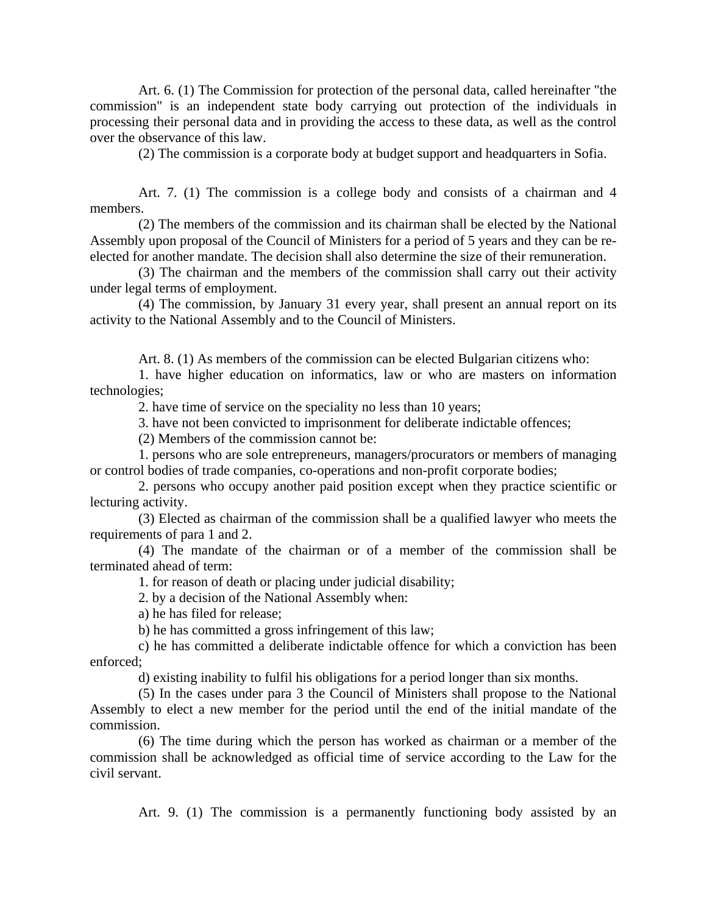Art. 6. (1) The Commission for protection of the personal data, called hereinafter "the commission" is an independent state body carrying out protection of the individuals in processing their personal data and in providing the access to these data, as well as the control over the observance of this law.

(2) The commission is a corporate body at budget support and headquarters in Sofia.

Art. 7. (1) The commission is a college body and consists of a chairman and 4 members.

(2) The members of the commission and its chairman shall be elected by the National Assembly upon proposal of the Council of Ministers for a period of 5 years and they can be re-elected for another mandate. The decision shall also determine the size of their remuneration.

(3) The chairman and the members of the commission shall carry out their activity under legal terms of employment.

(4) The commission, by January 31 every year, shall present an annual report on its activity to the National Assembly and to the Council of Ministers.

Art. 8. (1) As members of the commission can be elected Bulgarian citizens who:

1. have higher education on informatics, law or who are masters on information technologies;

2. have time of service on the speciality no less than 10 years;

3. have not been convicted to imprisonment for deliberate indictable offences;

(2) Members of the commission cannot be:

1. persons who are sole entrepreneurs, managers/procurators or members of managing or control bodies of trade companies, co-operations and non-profit corporate bodies;

2. persons who occupy another paid position except when they practice scientific or lecturing activity.

(3) Elected as chairman of the commission shall be a qualified lawyer who meets the requirements of para 1 and 2.

(4) The mandate of the chairman or of a member of the commission shall be terminated ahead of term:

1. for reason of death or placing under judicial disability;

2. by a decision of the National Assembly when:

a) he has filed for release;

b) he has committed a gross infringement of this law;

c) he has committed a deliberate indictable offence for which a conviction has been enforced;

d) existing inability to fulfil his obligations for a period longer than six months.

(5) In the cases under para 3 the Council of Ministers shall propose to the National Assembly to elect a new member for the period until the end of the initial mandate of the commission.

(6) The time during which the person has worked as chairman or a member of the commission shall be acknowledged as official time of service according to the Law for the civil servant.

Art. 9. (1) The commission is a permanently functioning body assisted by an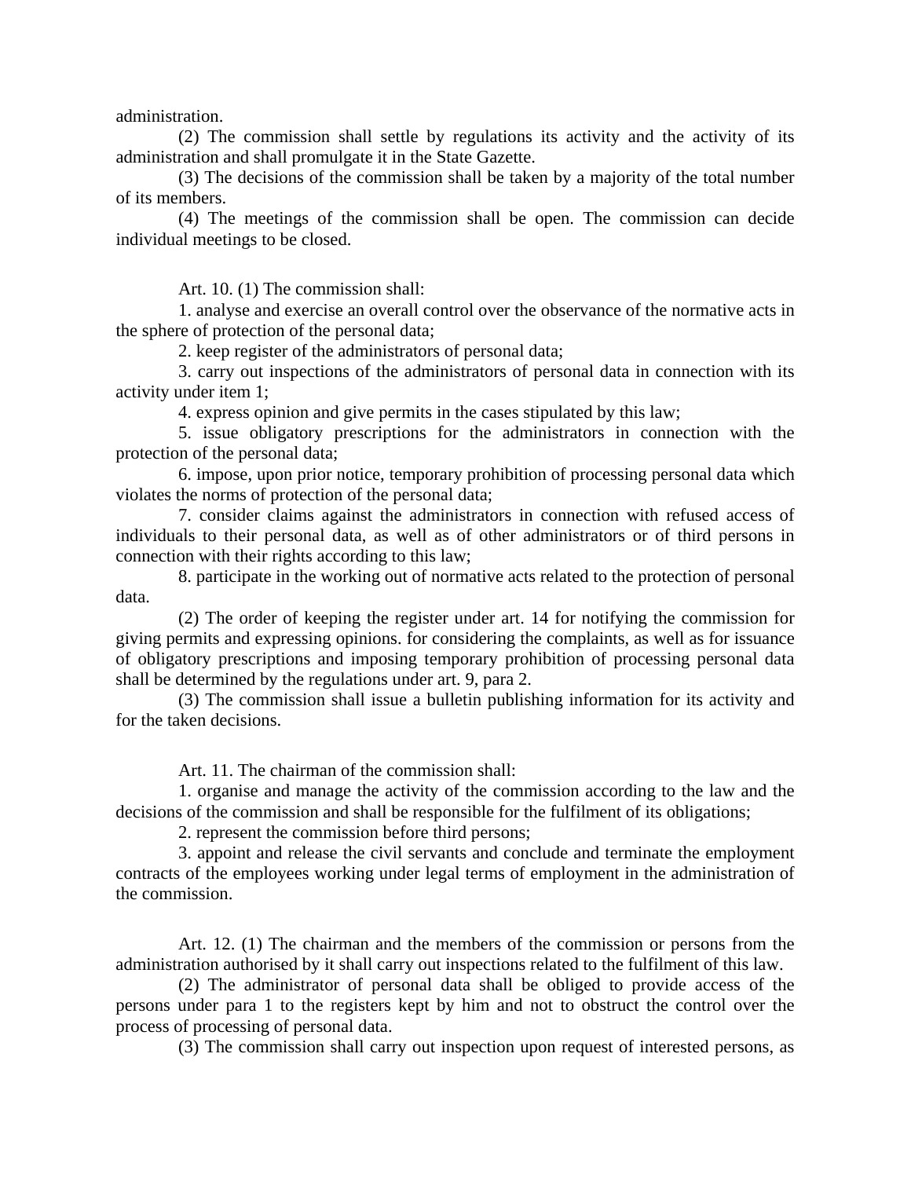administration.

(2) The commission shall settle by regulations its activity and the activity of its administration and shall promulgate it in the State Gazette.

(3) The decisions of the commission shall be taken by a majority of the total number of its members.

(4) The meetings of the commission shall be open. The commission can decide individual meetings to be closed.

Art. 10. (1) The commission shall:

1. analyse and exercise an overall control over the observance of the normative acts in the sphere of protection of the personal data;

2. keep register of the administrators of personal data;

3. carry out inspections of the administrators of personal data in connection with its activity under item 1;

4. express opinion and give permits in the cases stipulated by this law;

5. issue obligatory prescriptions for the administrators in connection with the protection of the personal data;

6. impose, upon prior notice, temporary prohibition of processing personal data which violates the norms of protection of the personal data;

7. consider claims against the administrators in connection with refused access of individuals to their personal data, as well as of other administrators or of third persons in connection with their rights according to this law;

8. participate in the working out of normative acts related to the protection of personal data.

(2) The order of keeping the register under art. 14 for notifying the commission for giving permits and expressing opinions. for considering the complaints, as well as for issuance of obligatory prescriptions and imposing temporary prohibition of processing personal data shall be determined by the regulations under art. 9, para 2.

(3) The commission shall issue a bulletin publishing information for its activity and for the taken decisions.

Art. 11. The chairman of the commission shall:

1. organise and manage the activity of the commission according to the law and the decisions of the commission and shall be responsible for the fulfilment of its obligations;

2. represent the commission before third persons;

3. appoint and release the civil servants and conclude and terminate the employment contracts of the employees working under legal terms of employment in the administration of the commission.

Art. 12. (1) The chairman and the members of the commission or persons from the administration authorised by it shall carry out inspections related to the fulfilment of this law.

(2) The administrator of personal data shall be obliged to provide access of the persons under para 1 to the registers kept by him and not to obstruct the control over the process of processing of personal data.

(3) The commission shall carry out inspection upon request of interested persons, as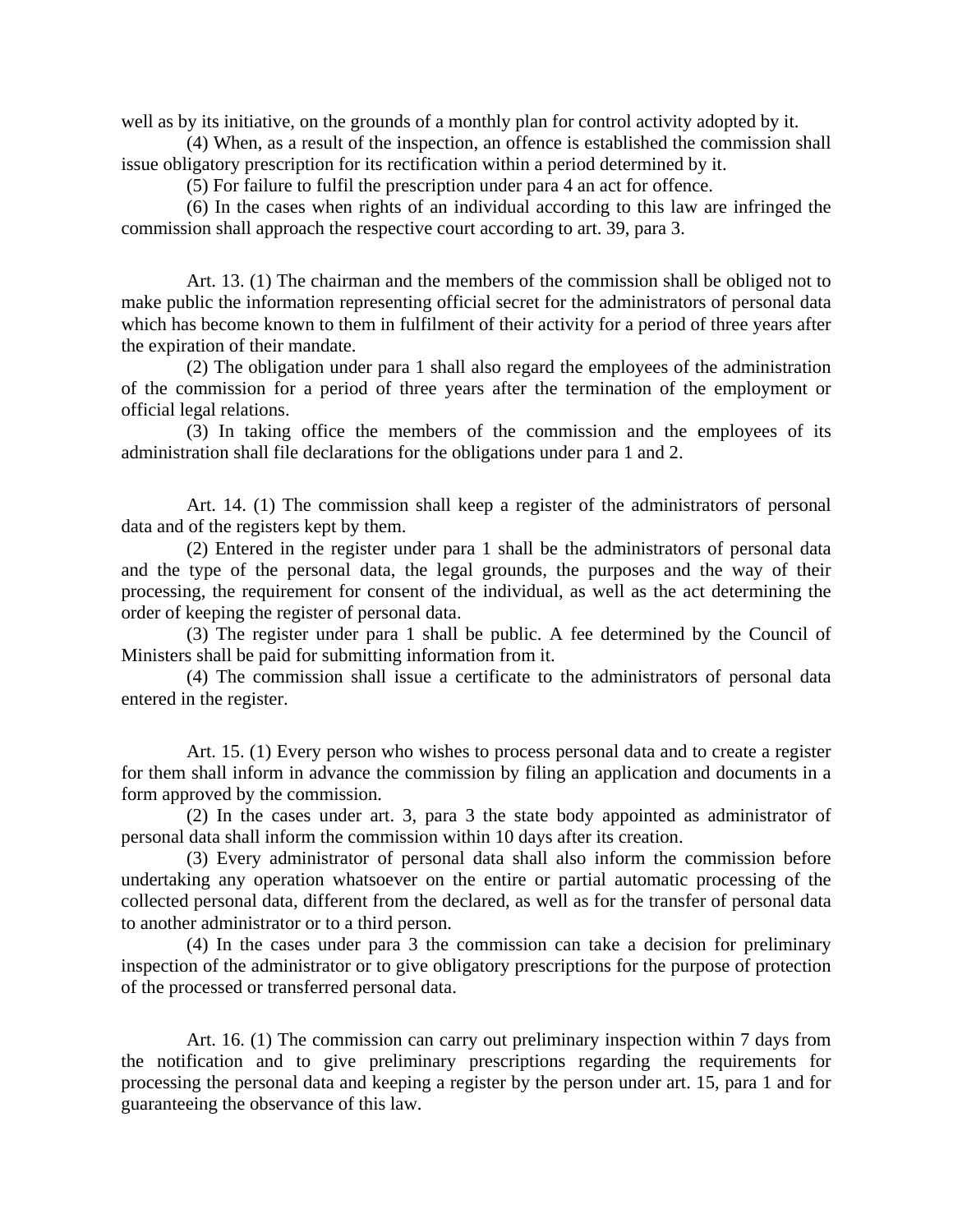well as by its initiative, on the grounds of a monthly plan for control activity adopted by it.

(4) When, as a result of the inspection, an offence is established the commission shall issue obligatory prescription for its rectification within a period determined by it.

(5) For failure to fulfil the prescription under para 4 an act for offence.

(6) In the cases when rights of an individual according to this law are infringed the commission shall approach the respective court according to art. 39, para 3.

Art. 13. (1) The chairman and the members of the commission shall be obliged not to make public the information representing official secret for the administrators of personal data which has become known to them in fulfilment of their activity for a period of three years after the expiration of their mandate.

(2) The obligation under para 1 shall also regard the employees of the administration of the commission for a period of three years after the termination of the employment or official legal relations.

(3) In taking office the members of the commission and the employees of its administration shall file declarations for the obligations under para 1 and 2.

Art. 14. (1) The commission shall keep a register of the administrators of personal data and of the registers kept by them.

(2) Entered in the register under para 1 shall be the administrators of personal data and the type of the personal data, the legal grounds, the purposes and the way of their processing, the requirement for consent of the individual, as well as the act determining the order of keeping the register of personal data.

(3) The register under para 1 shall be public. A fee determined by the Council of Ministers shall be paid for submitting information from it.

(4) The commission shall issue a certificate to the administrators of personal data entered in the register.

Art. 15. (1) Every person who wishes to process personal data and to create a register for them shall inform in advance the commission by filing an application and documents in a form approved by the commission.

(2) In the cases under art. 3, para 3 the state body appointed as administrator of personal data shall inform the commission within 10 days after its creation.

(3) Every administrator of personal data shall also inform the commission before undertaking any operation whatsoever on the entire or partial automatic processing of the collected personal data, different from the declared, as well as for the transfer of personal data to another administrator or to a third person.

(4) In the cases under para 3 the commission can take a decision for preliminary inspection of the administrator or to give obligatory prescriptions for the purpose of protection of the processed or transferred personal data.

Art. 16. (1) The commission can carry out preliminary inspection within 7 days from the notification and to give preliminary prescriptions regarding the requirements for processing the personal data and keeping a register by the person under art. 15, para 1 and for guaranteeing the observance of this law.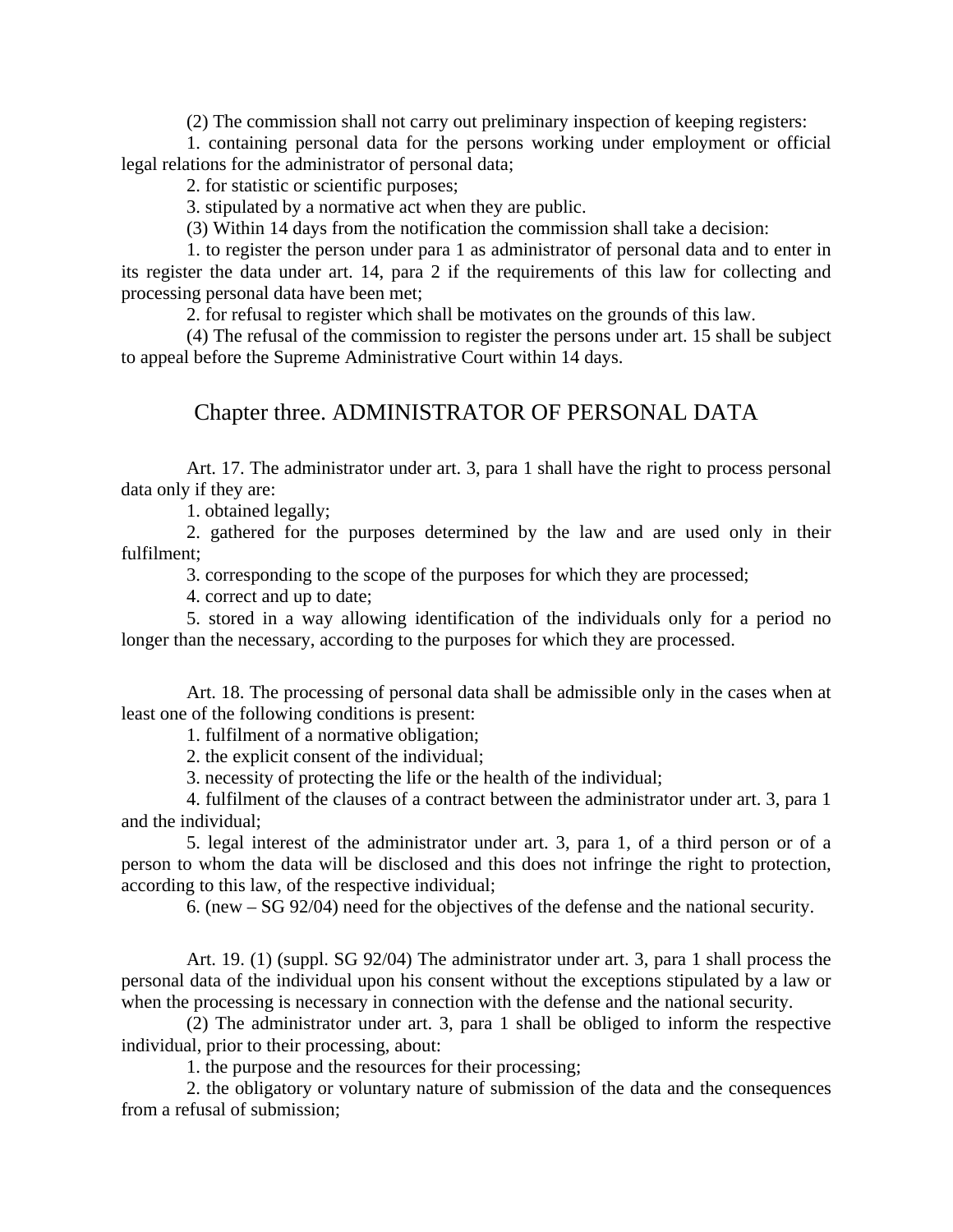(2) The commission shall not carry out preliminary inspection of keeping registers:

1. containing personal data for the persons working under employment or official legal relations for the administrator of personal data;

2. for statistic or scientific purposes;

3. stipulated by a normative act when they are public.

(3) Within 14 days from the notification the commission shall take a decision:

1. to register the person under para 1 as administrator of personal data and to enter in its register the data under art. 14, para 2 if the requirements of this law for collecting and processing personal data have been met;

2. for refusal to register which shall be motivates on the grounds of this law.

(4) The refusal of the commission to register the persons under art. 15 shall be subject to appeal before the Supreme Administrative Court within 14 days.

## Chapter three. ADMINISTRATOR OF PERSONAL DATA

Art. 17. The administrator under art. 3, para 1 shall have the right to process personal data only if they are:

1. obtained legally;

2. gathered for the purposes determined by the law and are used only in their fulfilment;

3. corresponding to the scope of the purposes for which they are processed;

4. correct and up to date;

5. stored in a way allowing identification of the individuals only for a period no longer than the necessary, according to the purposes for which they are processed.

Art. 18. The processing of personal data shall be admissible only in the cases when at least one of the following conditions is present:

1. fulfilment of a normative obligation;

2. the explicit consent of the individual;

3. necessity of protecting the life or the health of the individual;

4. fulfilment of the clauses of a contract between the administrator under art. 3, para 1 and the individual;

5. legal interest of the administrator under art. 3, para 1, of a third person or of a person to whom the data will be disclosed and this does not infringe the right to protection, according to this law, of the respective individual;

6. (new – SG 92/04) need for the objectives of the defense and the national security.

Art. 19. (1) (suppl. SG 92/04) The administrator under art. 3, para 1 shall process the personal data of the individual upon his consent without the exceptions stipulated by a law or when the processing is necessary in connection with the defense and the national security.

(2) The administrator under art. 3, para 1 shall be obliged to inform the respective individual, prior to their processing, about:

1. the purpose and the resources for their processing;

2. the obligatory or voluntary nature of submission of the data and the consequences from a refusal of submission;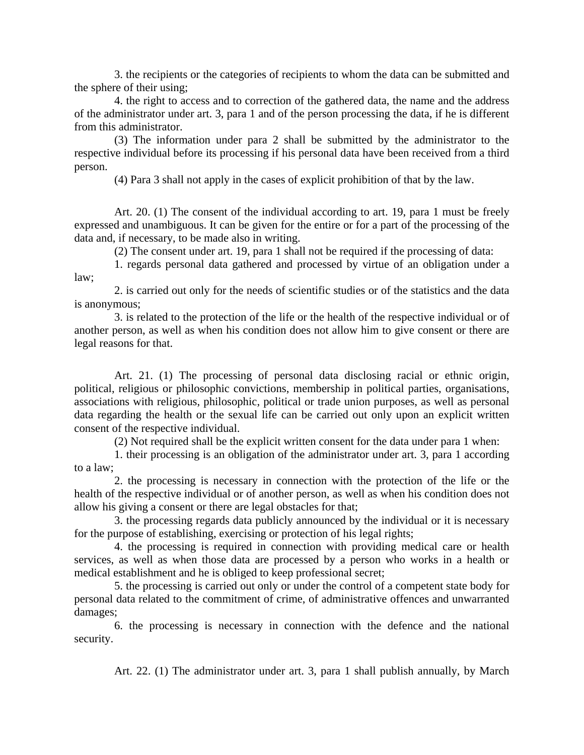3. the recipients or the categories of recipients to whom the data can be submitted and the sphere of their using;

4. the right to access and to correction of the gathered data, the name and the address of the administrator under art. 3, para 1 and of the person processing the data, if he is different from this administrator.

(3) The information under para 2 shall be submitted by the administrator to the respective individual before its processing if his personal data have been received from a third person.

(4) Para 3 shall not apply in the cases of explicit prohibition of that by the law.

Art. 20. (1) The consent of the individual according to art. 19, para 1 must be freely expressed and unambiguous. It can be given for the entire or for a part of the processing of the data and, if necessary, to be made also in writing.

(2) The consent under art. 19, para 1 shall not be required if the processing of data:

1. regards personal data gathered and processed by virtue of an obligation under a law;

2. is carried out only for the needs of scientific studies or of the statistics and the data is anonymous;

3. is related to the protection of the life or the health of the respective individual or of another person, as well as when his condition does not allow him to give consent or there are legal reasons for that.

Art. 21. (1) The processing of personal data disclosing racial or ethnic origin, political, religious or philosophic convictions, membership in political parties, organisations, associations with religious, philosophic, political or trade union purposes, as well as personal data regarding the health or the sexual life can be carried out only upon an explicit written consent of the respective individual.

(2) Not required shall be the explicit written consent for the data under para 1 when:

1. their processing is an obligation of the administrator under art. 3, para 1 according to a law;

2. the processing is necessary in connection with the protection of the life or the health of the respective individual or of another person, as well as when his condition does not allow his giving a consent or there are legal obstacles for that;

3. the processing regards data publicly announced by the individual or it is necessary for the purpose of establishing, exercising or protection of his legal rights;

4. the processing is required in connection with providing medical care or health services, as well as when those data are processed by a person who works in a health or medical establishment and he is obliged to keep professional secret;

5. the processing is carried out only or under the control of a competent state body for personal data related to the commitment of crime, of administrative offences and unwarranted damages;

6. the processing is necessary in connection with the defence and the national security.

Art. 22. (1) The administrator under art. 3, para 1 shall publish annually, by March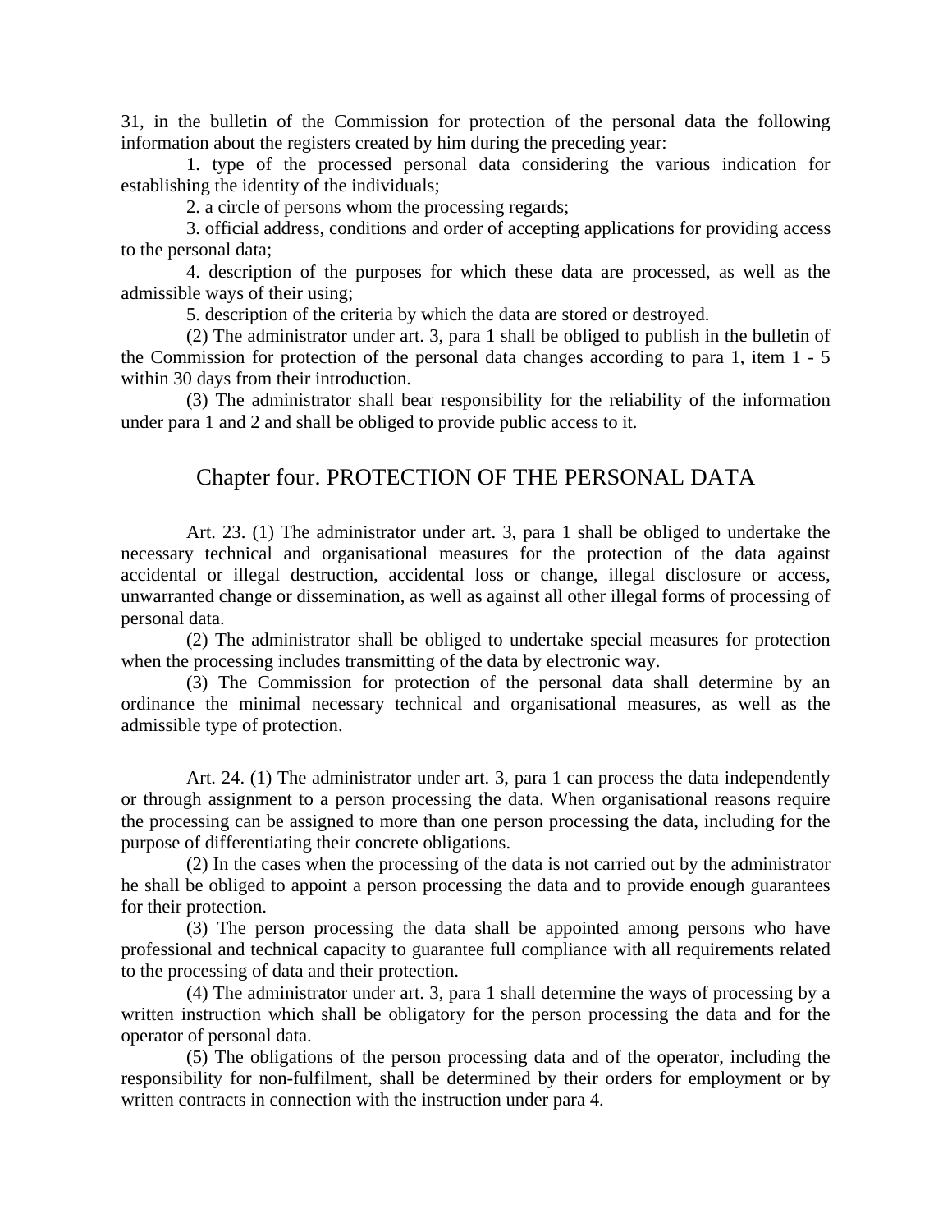31, in the bulletin of the Commission for protection of the personal data the following information about the registers created by him during the preceding year:

1. type of the processed personal data considering the various indication for establishing the identity of the individuals;

2. a circle of persons whom the processing regards;

3. official address, conditions and order of accepting applications for providing access to the personal data;

4. description of the purposes for which these data are processed, as well as the admissible ways of their using;

5. description of the criteria by which the data are stored or destroyed.

(2) The administrator under art. 3, para 1 shall be obliged to publish in the bulletin of the Commission for protection of the personal data changes according to para 1, item 1 - 5 within 30 days from their introduction.

(3) The administrator shall bear responsibility for the reliability of the information under para 1 and 2 and shall be obliged to provide public access to it.

## Chapter four. PROTECTION OF THE PERSONAL DATA

Art. 23. (1) The administrator under art. 3, para 1 shall be obliged to undertake the necessary technical and organisational measures for the protection of the data against accidental or illegal destruction, accidental loss or change, illegal disclosure or access, unwarranted change or dissemination, as well as against all other illegal forms of processing of personal data.

(2) The administrator shall be obliged to undertake special measures for protection when the processing includes transmitting of the data by electronic way.

(3) The Commission for protection of the personal data shall determine by an ordinance the minimal necessary technical and organisational measures, as well as the admissible type of protection.

Art. 24. (1) The administrator under art. 3, para 1 can process the data independently or through assignment to a person processing the data. When organisational reasons require the processing can be assigned to more than one person processing the data, including for the purpose of differentiating their concrete obligations.

(2) In the cases when the processing of the data is not carried out by the administrator he shall be obliged to appoint a person processing the data and to provide enough guarantees for their protection.

(3) The person processing the data shall be appointed among persons who have professional and technical capacity to guarantee full compliance with all requirements related to the processing of data and their protection.

(4) The administrator under art. 3, para 1 shall determine the ways of processing by a written instruction which shall be obligatory for the person processing the data and for the operator of personal data.

(5) The obligations of the person processing data and of the operator, including the responsibility for non-fulfilment, shall be determined by their orders for employment or by written contracts in connection with the instruction under para 4.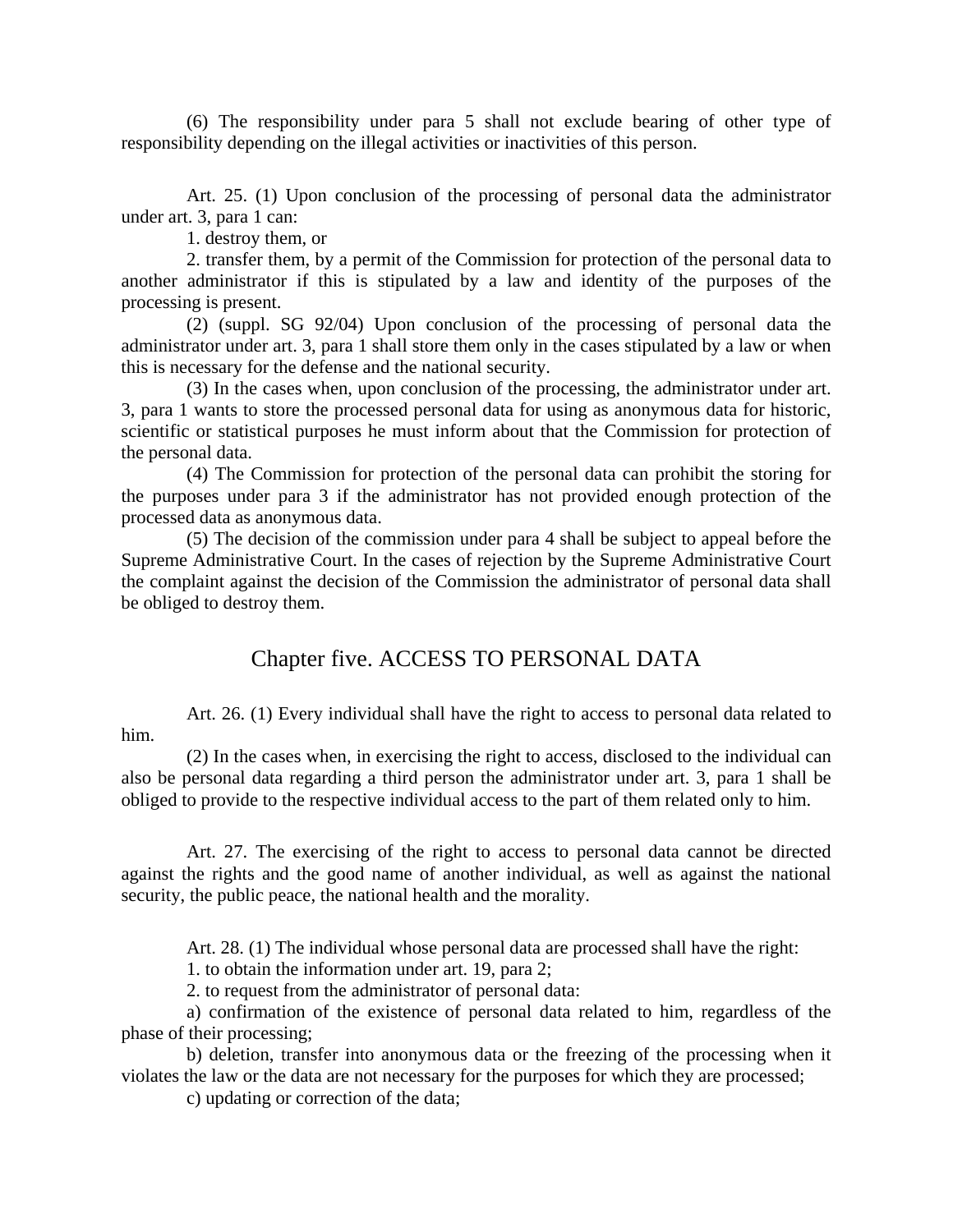(6) The responsibility under para 5 shall not exclude bearing of other type of responsibility depending on the illegal activities or inactivities of this person.

Art. 25. (1) Upon conclusion of the processing of personal data the administrator under art. 3, para 1 can:

1. destroy them, or

2. transfer them, by a permit of the Commission for protection of the personal data to another administrator if this is stipulated by a law and identity of the purposes of the processing is present.

(2) (suppl. SG 92/04) Upon conclusion of the processing of personal data the administrator under art. 3, para 1 shall store them only in the cases stipulated by a law or when this is necessary for the defense and the national security.

(3) In the cases when, upon conclusion of the processing, the administrator under art. 3, para 1 wants to store the processed personal data for using as anonymous data for historic, scientific or statistical purposes he must inform about that the Commission for protection of the personal data.

(4) The Commission for protection of the personal data can prohibit the storing for the purposes under para 3 if the administrator has not provided enough protection of the processed data as anonymous data.

(5) The decision of the commission under para 4 shall be subject to appeal before the Supreme Administrative Court. In the cases of rejection by the Supreme Administrative Court the complaint against the decision of the Commission the administrator of personal data shall be obliged to destroy them.

## Chapter five. ACCESS TO PERSONAL DATA

Art. 26. (1) Every individual shall have the right to access to personal data related to him.

(2) In the cases when, in exercising the right to access, disclosed to the individual can also be personal data regarding a third person the administrator under art. 3, para 1 shall be obliged to provide to the respective individual access to the part of them related only to him.

Art. 27. The exercising of the right to access to personal data cannot be directed against the rights and the good name of another individual, as well as against the national security, the public peace, the national health and the morality.

Art. 28. (1) The individual whose personal data are processed shall have the right:

1. to obtain the information under art. 19, para 2;

2. to request from the administrator of personal data:

a) confirmation of the existence of personal data related to him, regardless of the phase of their processing;

b) deletion, transfer into anonymous data or the freezing of the processing when it violates the law or the data are not necessary for the purposes for which they are processed;

c) updating or correction of the data;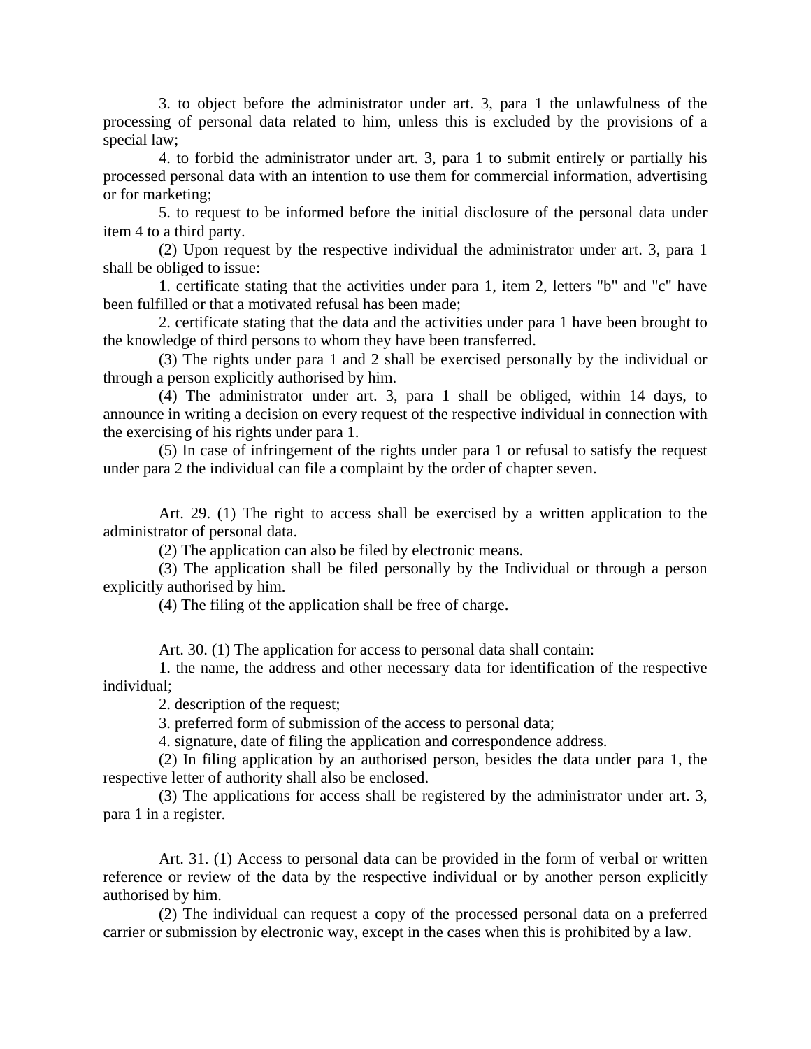3. to object before the administrator under art. 3, para 1 the unlawfulness of the processing of personal data related to him, unless this is excluded by the provisions of a special law;

4. to forbid the administrator under art. 3, para 1 to submit entirely or partially his processed personal data with an intention to use them for commercial information, advertising or for marketing;

5. to request to be informed before the initial disclosure of the personal data under item 4 to a third party.

(2) Upon request by the respective individual the administrator under art. 3, para 1 shall be obliged to issue:

1. certificate stating that the activities under para 1, item 2, letters "b" and "c" have been fulfilled or that a motivated refusal has been made;

2. certificate stating that the data and the activities under para 1 have been brought to the knowledge of third persons to whom they have been transferred.

(3) The rights under para 1 and 2 shall be exercised personally by the individual or through a person explicitly authorised by him.

(4) The administrator under art. 3, para 1 shall be obliged, within 14 days, to announce in writing a decision on every request of the respective individual in connection with the exercising of his rights under para 1.

(5) In case of infringement of the rights under para 1 or refusal to satisfy the request under para 2 the individual can file a complaint by the order of chapter seven.

Art. 29. (1) The right to access shall be exercised by a written application to the administrator of personal data.

(2) The application can also be filed by electronic means.

(3) The application shall be filed personally by the Individual or through a person explicitly authorised by him.

(4) The filing of the application shall be free of charge.

Art. 30. (1) The application for access to personal data shall contain:

1. the name, the address and other necessary data for identification of the respective individual;

2. description of the request;

3. preferred form of submission of the access to personal data;

4. signature, date of filing the application and correspondence address.

(2) In filing application by an authorised person, besides the data under para 1, the respective letter of authority shall also be enclosed.

(3) The applications for access shall be registered by the administrator under art. 3, para 1 in a register.

Art. 31. (1) Access to personal data can be provided in the form of verbal or written reference or review of the data by the respective individual or by another person explicitly authorised by him.

(2) The individual can request a copy of the processed personal data on a preferred carrier or submission by electronic way, except in the cases when this is prohibited by a law.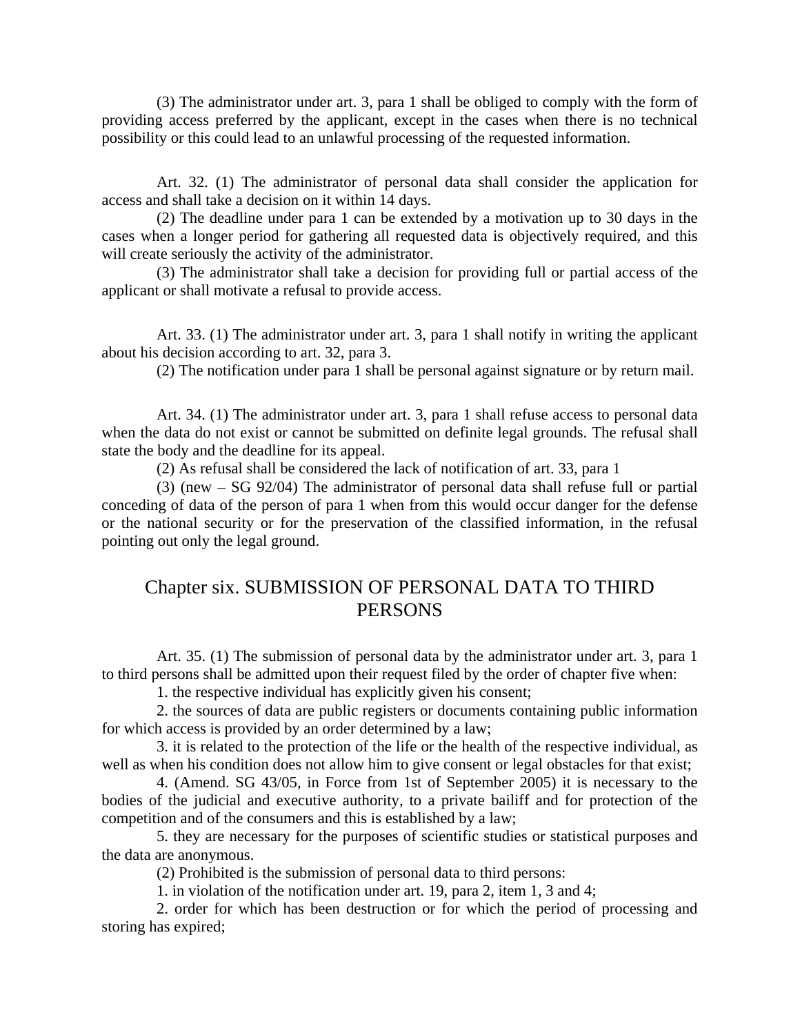(3) The administrator under art. 3, para 1 shall be obliged to comply with the form of providing access preferred by the applicant, except in the cases when there is no technical possibility or this could lead to an unlawful processing of the requested information.

Art. 32. (1) The administrator of personal data shall consider the application for access and shall take a decision on it within 14 days.

(2) The deadline under para 1 can be extended by a motivation up to 30 days in the cases when a longer period for gathering all requested data is objectively required, and this will create seriously the activity of the administrator.

(3) The administrator shall take a decision for providing full or partial access of the applicant or shall motivate a refusal to provide access.

Art. 33. (1) The administrator under art. 3, para 1 shall notify in writing the applicant about his decision according to art. 32, para 3.

(2) The notification under para 1 shall be personal against signature or by return mail.

Art. 34. (1) The administrator under art. 3, para 1 shall refuse access to personal data when the data do not exist or cannot be submitted on definite legal grounds. The refusal shall state the body and the deadline for its appeal.

(2) As refusal shall be considered the lack of notification of art. 33, para 1

(3) (new – SG 92/04) The administrator of personal data shall refuse full or partial conceding of data of the person of para 1 when from this would occur danger for the defense or the national security or for the preservation of the classified information, in the refusal pointing out only the legal ground.

## Chapter six. SUBMISSION OF PERSONAL DATA TO THIRD PERSONS

Art. 35. (1) The submission of personal data by the administrator under art. 3, para 1 to third persons shall be admitted upon their request filed by the order of chapter five when:

1. the respective individual has explicitly given his consent;

2. the sources of data are public registers or documents containing public information for which access is provided by an order determined by a law;

3. it is related to the protection of the life or the health of the respective individual, as well as when his condition does not allow him to give consent or legal obstacles for that exist;

4. (Amend. SG 43/05, in Force from 1st of September 2005) it is necessary to the bodies of the judicial and executive authority, to a private bailiff and for protection of the competition and of the consumers and this is established by a law;

5. they are necessary for the purposes of scientific studies or statistical purposes and the data are anonymous.

(2) Prohibited is the submission of personal data to third persons:

1. in violation of the notification under art. 19, para 2, item 1, 3 and 4;

2. order for which has been destruction or for which the period of processing and storing has expired;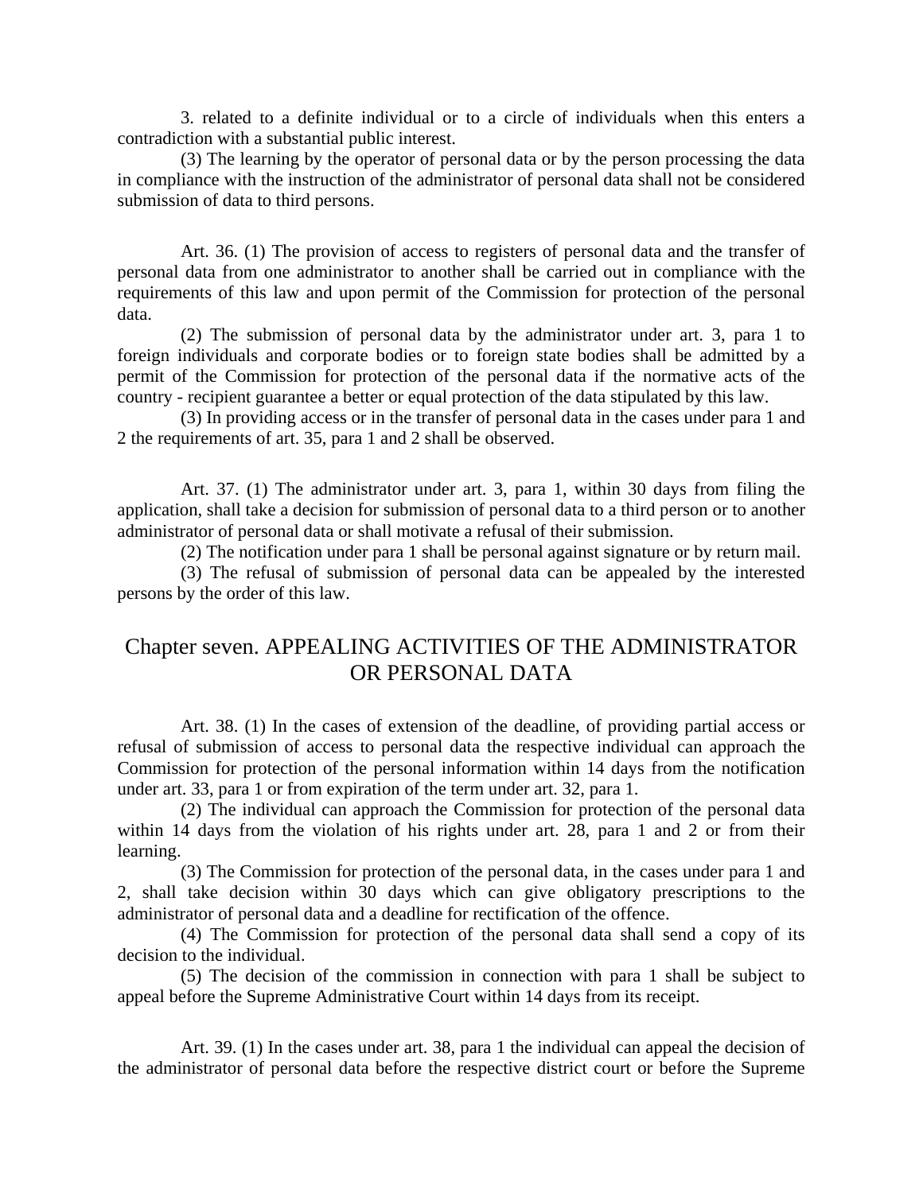3. related to a definite individual or to a circle of individuals when this enters a contradiction with a substantial public interest.

(3) The learning by the operator of personal data or by the person processing the data in compliance with the instruction of the administrator of personal data shall not be considered submission of data to third persons.

Art. 36. (1) The provision of access to registers of personal data and the transfer of personal data from one administrator to another shall be carried out in compliance with the requirements of this law and upon permit of the Commission for protection of the personal data.

(2) The submission of personal data by the administrator under art. 3, para 1 to foreign individuals and corporate bodies or to foreign state bodies shall be admitted by a permit of the Commission for protection of the personal data if the normative acts of the country - recipient guarantee a better or equal protection of the data stipulated by this law.

(3) In providing access or in the transfer of personal data in the cases under para 1 and 2 the requirements of art. 35, para 1 and 2 shall be observed.

Art. 37. (1) The administrator under art. 3, para 1, within 30 days from filing the application, shall take a decision for submission of personal data to a third person or to another administrator of personal data or shall motivate a refusal of their submission.

(2) The notification under para 1 shall be personal against signature or by return mail.

(3) The refusal of submission of personal data can be appealed by the interested persons by the order of this law.

## Chapter seven. APPEALING ACTIVITIES OF THE ADMINISTRATOR OR PERSONAL DATA

Art. 38. (1) In the cases of extension of the deadline, of providing partial access or refusal of submission of access to personal data the respective individual can approach the Commission for protection of the personal information within 14 days from the notification under art. 33, para 1 or from expiration of the term under art. 32, para 1.

(2) The individual can approach the Commission for protection of the personal data within 14 days from the violation of his rights under art. 28, para 1 and 2 or from their learning.

(3) The Commission for protection of the personal data, in the cases under para 1 and 2, shall take decision within 30 days which can give obligatory prescriptions to the administrator of personal data and a deadline for rectification of the offence.

(4) The Commission for protection of the personal data shall send a copy of its decision to the individual.

(5) The decision of the commission in connection with para 1 shall be subject to appeal before the Supreme Administrative Court within 14 days from its receipt.

Art. 39. (1) In the cases under art. 38, para 1 the individual can appeal the decision of the administrator of personal data before the respective district court or before the Supreme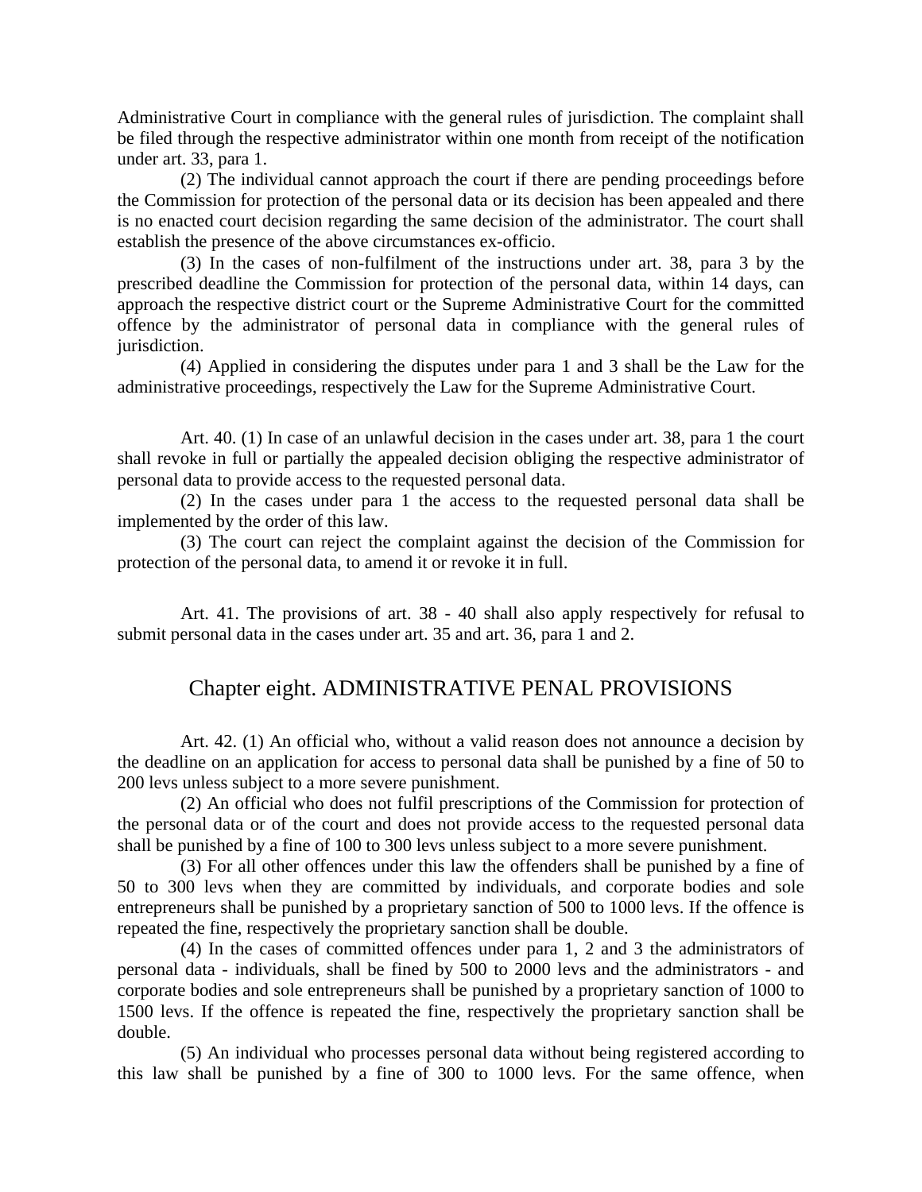Administrative Court in compliance with the general rules of jurisdiction. The complaint shall be filed through the respective administrator within one month from receipt of the notification under art. 33, para 1.

(2) The individual cannot approach the court if there are pending proceedings before the Commission for protection of the personal data or its decision has been appealed and there is no enacted court decision regarding the same decision of the administrator. The court shall establish the presence of the above circumstances ex-officio.

(3) In the cases of non-fulfilment of the instructions under art. 38, para 3 by the prescribed deadline the Commission for protection of the personal data, within 14 days, can approach the respective district court or the Supreme Administrative Court for the committed offence by the administrator of personal data in compliance with the general rules of jurisdiction.

(4) Applied in considering the disputes under para 1 and 3 shall be the Law for the administrative proceedings, respectively the Law for the Supreme Administrative Court.

Art. 40. (1) In case of an unlawful decision in the cases under art. 38, para 1 the court shall revoke in full or partially the appealed decision obliging the respective administrator of personal data to provide access to the requested personal data.

(2) In the cases under para 1 the access to the requested personal data shall be implemented by the order of this law.

(3) The court can reject the complaint against the decision of the Commission for protection of the personal data, to amend it or revoke it in full.

Art. 41. The provisions of art. 38 - 40 shall also apply respectively for refusal to submit personal data in the cases under art. 35 and art. 36, para 1 and 2.

## Chapter eight. ADMINISTRATIVE PENAL PROVISIONS

Art. 42. (1) An official who, without a valid reason does not announce a decision by the deadline on an application for access to personal data shall be punished by a fine of 50 to 200 levs unless subject to a more severe punishment.

(2) An official who does not fulfil prescriptions of the Commission for protection of the personal data or of the court and does not provide access to the requested personal data shall be punished by a fine of 100 to 300 levs unless subject to a more severe punishment.

(3) For all other offences under this law the offenders shall be punished by a fine of 50 to 300 levs when they are committed by individuals, and corporate bodies and sole entrepreneurs shall be punished by a proprietary sanction of 500 to 1000 levs. If the offence is repeated the fine, respectively the proprietary sanction shall be double.

(4) In the cases of committed offences under para 1, 2 and 3 the administrators of personal data - individuals, shall be fined by 500 to 2000 levs and the administrators - and corporate bodies and sole entrepreneurs shall be punished by a proprietary sanction of 1000 to 1500 levs. If the offence is repeated the fine, respectively the proprietary sanction shall be double.

(5) An individual who processes personal data without being registered according to this law shall be punished by a fine of 300 to 1000 levs. For the same offence, when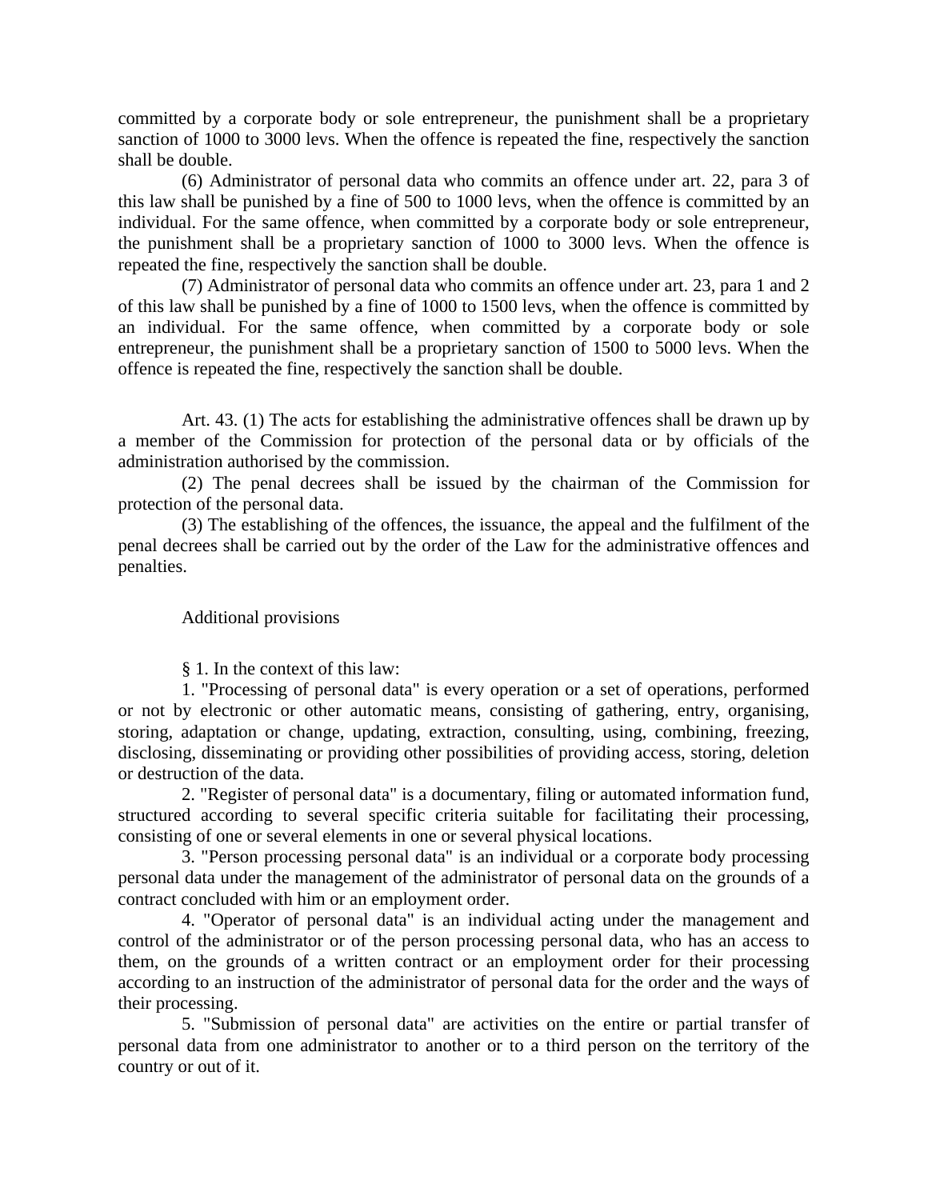committed by a corporate body or sole entrepreneur, the punishment shall be a proprietary sanction of 1000 to 3000 levs. When the offence is repeated the fine, respectively the sanction shall be double.

(6) Administrator of personal data who commits an offence under art. 22, para 3 of this law shall be punished by a fine of 500 to 1000 levs, when the offence is committed by an individual. For the same offence, when committed by a corporate body or sole entrepreneur, the punishment shall be a proprietary sanction of 1000 to 3000 levs. When the offence is repeated the fine, respectively the sanction shall be double.

(7) Administrator of personal data who commits an offence under art. 23, para 1 and 2 of this law shall be punished by a fine of 1000 to 1500 levs, when the offence is committed by an individual. For the same offence, when committed by a corporate body or sole entrepreneur, the punishment shall be a proprietary sanction of 1500 to 5000 levs. When the offence is repeated the fine, respectively the sanction shall be double.

Art. 43. (1) The acts for establishing the administrative offences shall be drawn up by a member of the Commission for protection of the personal data or by officials of the administration authorised by the commission.

(2) The penal decrees shall be issued by the chairman of the Commission for protection of the personal data.

(3) The establishing of the offences, the issuance, the appeal and the fulfilment of the penal decrees shall be carried out by the order of the Law for the administrative offences and penalties.

Additional provisions

§ 1. In the context of this law:

1. "Processing of personal data" is every operation or a set of operations, performed or not by electronic or other automatic means, consisting of gathering, entry, organising, storing, adaptation or change, updating, extraction, consulting, using, combining, freezing, disclosing, disseminating or providing other possibilities of providing access, storing, deletion or destruction of the data.

2. "Register of personal data" is a documentary, filing or automated information fund, structured according to several specific criteria suitable for facilitating their processing, consisting of one or several elements in one or several physical locations.

3. "Person processing personal data" is an individual or a corporate body processing personal data under the management of the administrator of personal data on the grounds of a contract concluded with him or an employment order.

4. "Operator of personal data" is an individual acting under the management and control of the administrator or of the person processing personal data, who has an access to them, on the grounds of a written contract or an employment order for their processing according to an instruction of the administrator of personal data for the order and the ways of their processing.

5. "Submission of personal data" are activities on the entire or partial transfer of personal data from one administrator to another or to a third person on the territory of the country or out of it.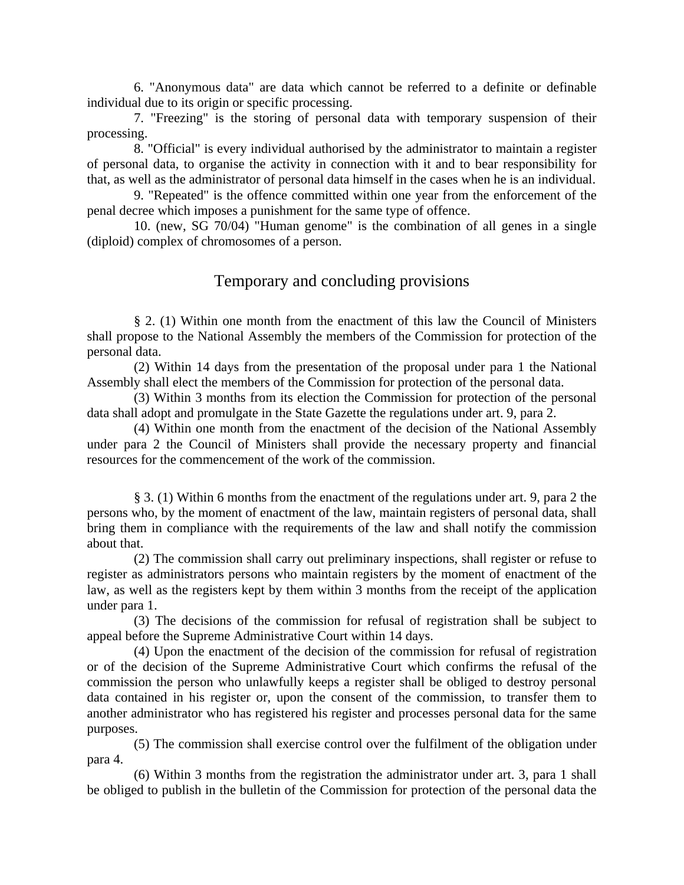6. "Anonymous data" are data which cannot be referred to a definite or definable individual due to its origin or specific processing.

7. "Freezing" is the storing of personal data with temporary suspension of their processing.

8. "Official" is every individual authorised by the administrator to maintain a register of personal data, to organise the activity in connection with it and to bear responsibility for that, as well as the administrator of personal data himself in the cases when he is an individual.

9. "Repeated" is the offence committed within one year from the enforcement of the penal decree which imposes a punishment for the same type of offence.

10. (new, SG 70/04) "Human genome" is the combination of all genes in a single (diploid) complex of chromosomes of a person.

## Temporary and concluding provisions

§ 2. (1) Within one month from the enactment of this law the Council of Ministers shall propose to the National Assembly the members of the Commission for protection of the personal data.

(2) Within 14 days from the presentation of the proposal under para 1 the National Assembly shall elect the members of the Commission for protection of the personal data.

(3) Within 3 months from its election the Commission for protection of the personal data shall adopt and promulgate in the State Gazette the regulations under art. 9, para 2.

(4) Within one month from the enactment of the decision of the National Assembly under para 2 the Council of Ministers shall provide the necessary property and financial resources for the commencement of the work of the commission.

§ 3. (1) Within 6 months from the enactment of the regulations under art. 9, para 2 the persons who, by the moment of enactment of the law, maintain registers of personal data, shall bring them in compliance with the requirements of the law and shall notify the commission about that.

(2) The commission shall carry out preliminary inspections, shall register or refuse to register as administrators persons who maintain registers by the moment of enactment of the law, as well as the registers kept by them within 3 months from the receipt of the application under para 1.

(3) The decisions of the commission for refusal of registration shall be subject to appeal before the Supreme Administrative Court within 14 days.

(4) Upon the enactment of the decision of the commission for refusal of registration or of the decision of the Supreme Administrative Court which confirms the refusal of the commission the person who unlawfully keeps a register shall be obliged to destroy personal data contained in his register or, upon the consent of the commission, to transfer them to another administrator who has registered his register and processes personal data for the same purposes.

(5) The commission shall exercise control over the fulfilment of the obligation under para 4.

(6) Within 3 months from the registration the administrator under art. 3, para 1 shall be obliged to publish in the bulletin of the Commission for protection of the personal data the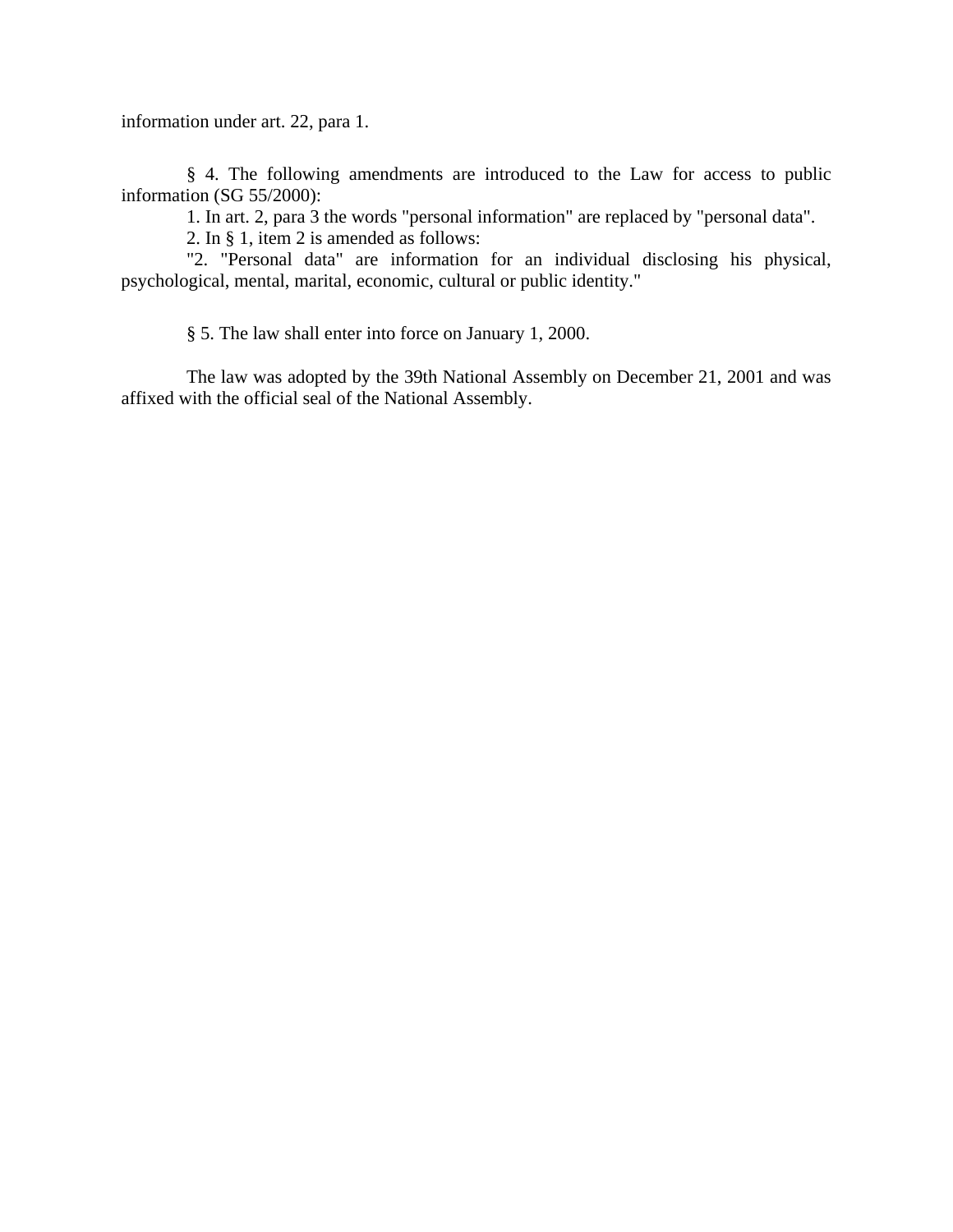information under art. 22, para 1.

§ 4. The following amendments are introduced to the Law for access to public information (SG 55/2000):

1. In art. 2, para 3 the words "personal information" are replaced by "personal data".

2. In § 1, item 2 is amended as follows:

"2. "Personal data" are information for an individual disclosing his physical, psychological, mental, marital, economic, cultural or public identity."

§ 5. The law shall enter into force on January 1, 2000.

The law was adopted by the 39th National Assembly on December 21, 2001 and was affixed with the official seal of the National Assembly.